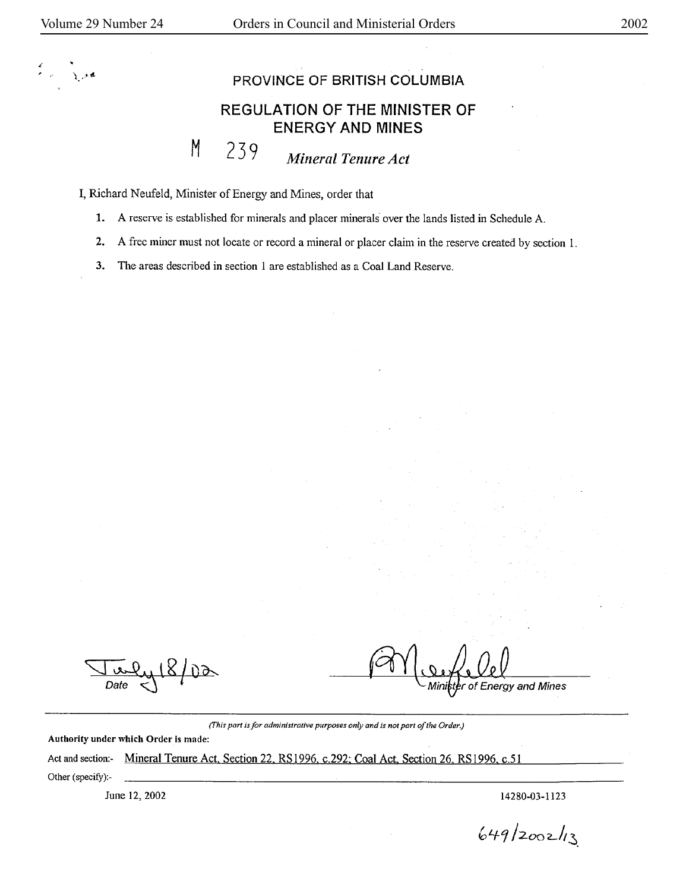# PROVINCE OF BRITISH COLUMBIA

## REGULATION OF THE MINISTER OF ENERGY AND MINES

M 239 *Mineral Tenure Act*

I, Richard Neufeld, Minister of Energy and Mines, order that

1. A reserve is established for minerals and placer minerals over the lands listed in Schedule A.
2. A free miner must not locate or record a mineral or placer claim in the reserve created by section 1.
3. The areas described in section 1 are established as a Coal Land Reserve.

July 18/02
Date

Minister of Energy and Mines

*(This part is for administrative purposes only and is not part of the Order.)*

**Authority under which Order is made:**

Act and section:- Mineral Tenure Act, Section 22, RS1996, c.292; Coal Act, Section 26, RS1996, c.51

Other (specify):-

June 12, 2002

14280-03-1123

649/2002/13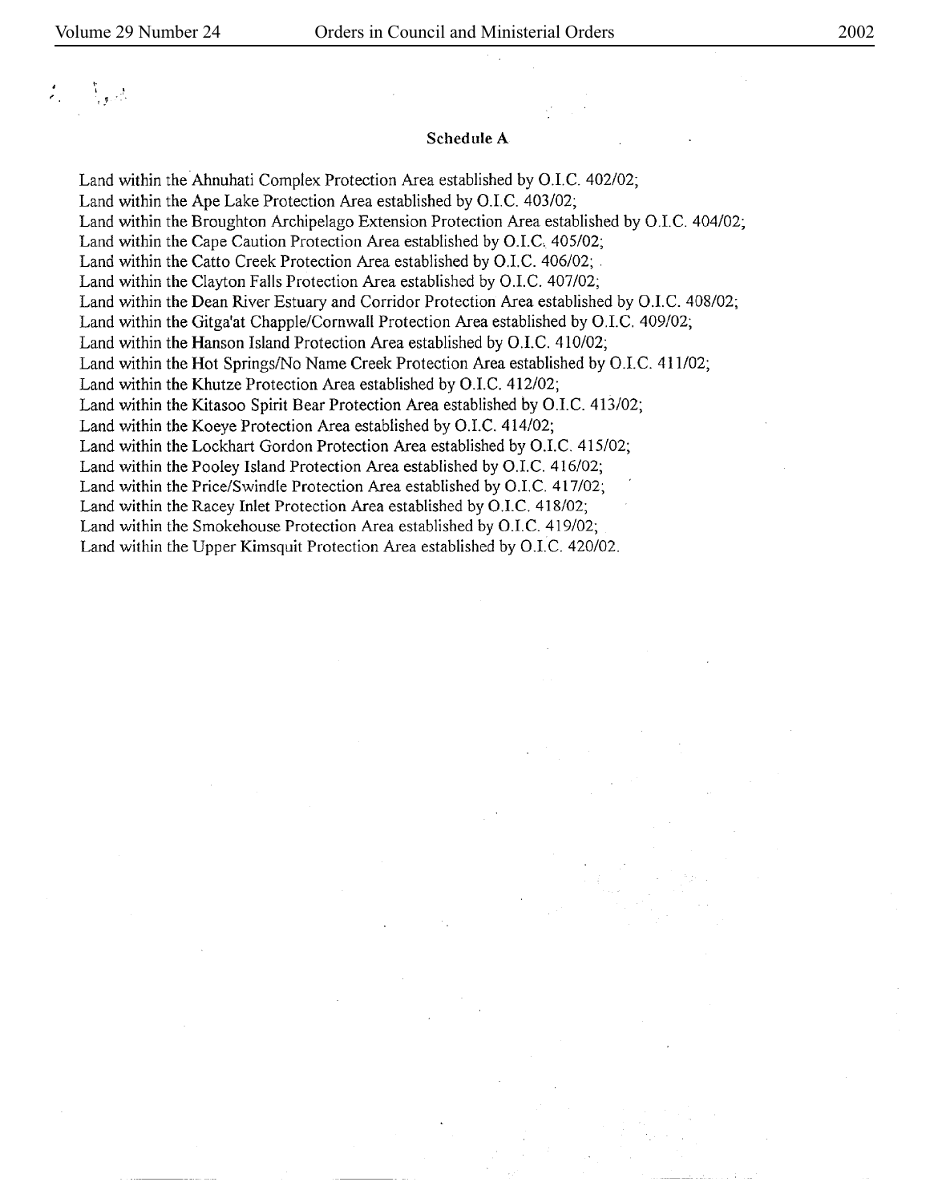## Schedule A

Land within the Ahnuhati Complex Protection Area established by O.I.C. 402/02;
Land within the Ape Lake Protection Area established by O.I.C. 403/02;
Land within the Broughton Archipelago Extension Protection Area established by O.I.C. 404/02;
Land within the Cape Caution Protection Area established by O.I.C. 405/02;
Land within the Catto Creek Protection Area established by O.I.C. 406/02;
Land within the Clayton Falls Protection Area established by O.I.C. 407/02;
Land within the Dean River Estuary and Corridor Protection Area established by O.I.C. 408/02;
Land within the Gitga'at Chapple/Cornwall Protection Area established by O.I.C. 409/02;
Land within the Hanson Island Protection Area established by O.I.C. 410/02;
Land within the Hot Springs/No Name Creek Protection Area established by O.I.C. 411/02;
Land within the Khutze Protection Area established by O.I.C. 412/02;
Land within the Kitasoo Spirit Bear Protection Area established by O.I.C. 413/02;
Land within the Koeye Protection Area established by O.I.C. 414/02;
Land within the Lockhart Gordon Protection Area established by O.I.C. 415/02;
Land within the Pooley Island Protection Area established by O.I.C. 416/02;
Land within the Price/Swindle Protection Area established by O.I.C. 417/02;
Land within the Racey Inlet Protection Area established by O.I.C. 418/02;
Land within the Smokehouse Protection Area established by O.I.C. 419/02;
Land within the Upper Kimsquit Protection Area established by O.I.C. 420/02.